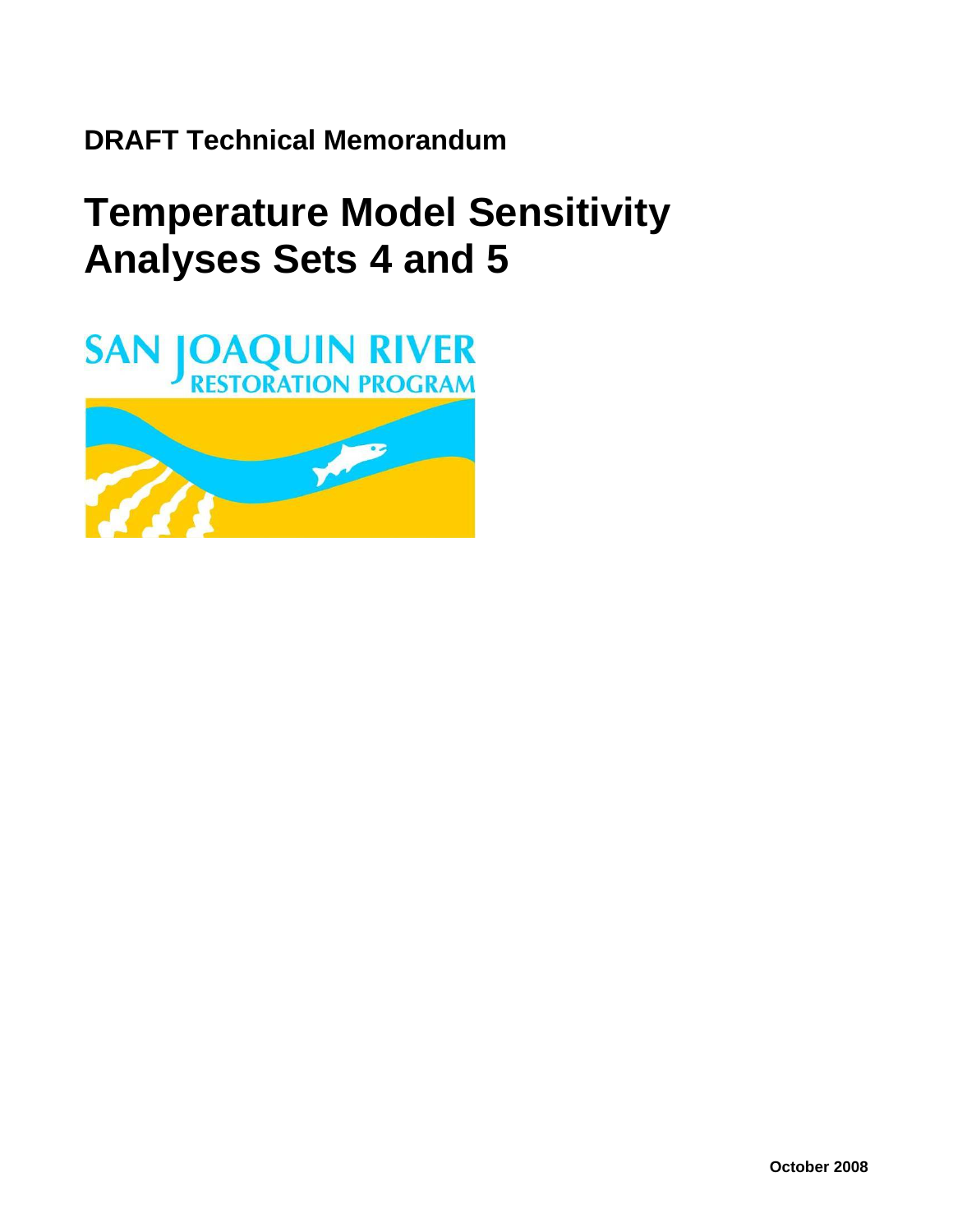**DRAFT Technical Memorandum**

# Temperature Model Sensitivity Analyses Sets 4 and 5

SAN JOAQUIN RIVER
RESTORATION PROGRAM

October 2008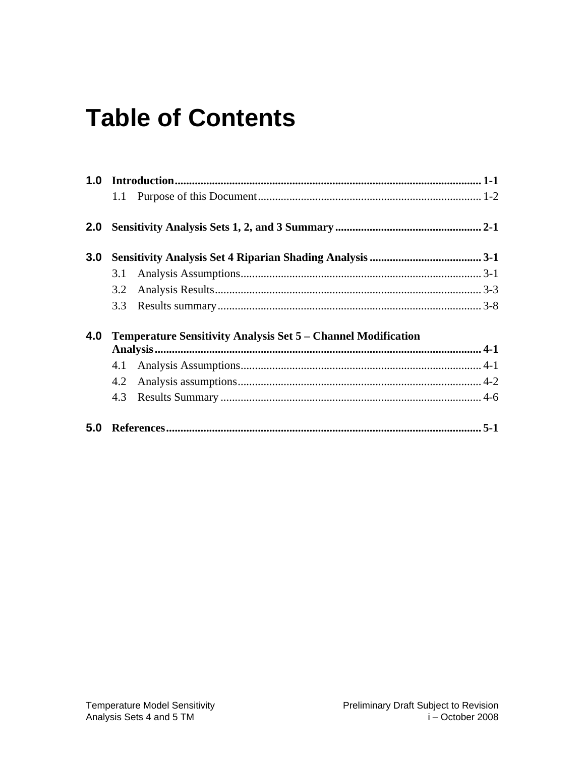# Table of Contents

**1.0 Introduction** .......... 1-1
- 1.1 Purpose of this Document .......... 1-2

**2.0 Sensitivity Analysis Sets 1, 2, and 3 Summary** .......... 2-1

**3.0 Sensitivity Analysis Set 4 Riparian Shading Analysis** .......... 3-1
- 3.1 Analysis Assumptions .......... 3-1
- 3.2 Analysis Results .......... 3-3
- 3.3 Results summary .......... 3-8

**4.0 Temperature Sensitivity Analysis Set 5 – Channel Modification Analysis** .......... 4-1
- 4.1 Analysis Assumptions .......... 4-1
- 4.2 Analysis assumptions .......... 4-2
- 4.3 Results Summary .......... 4-6

**5.0 References** .......... 5-1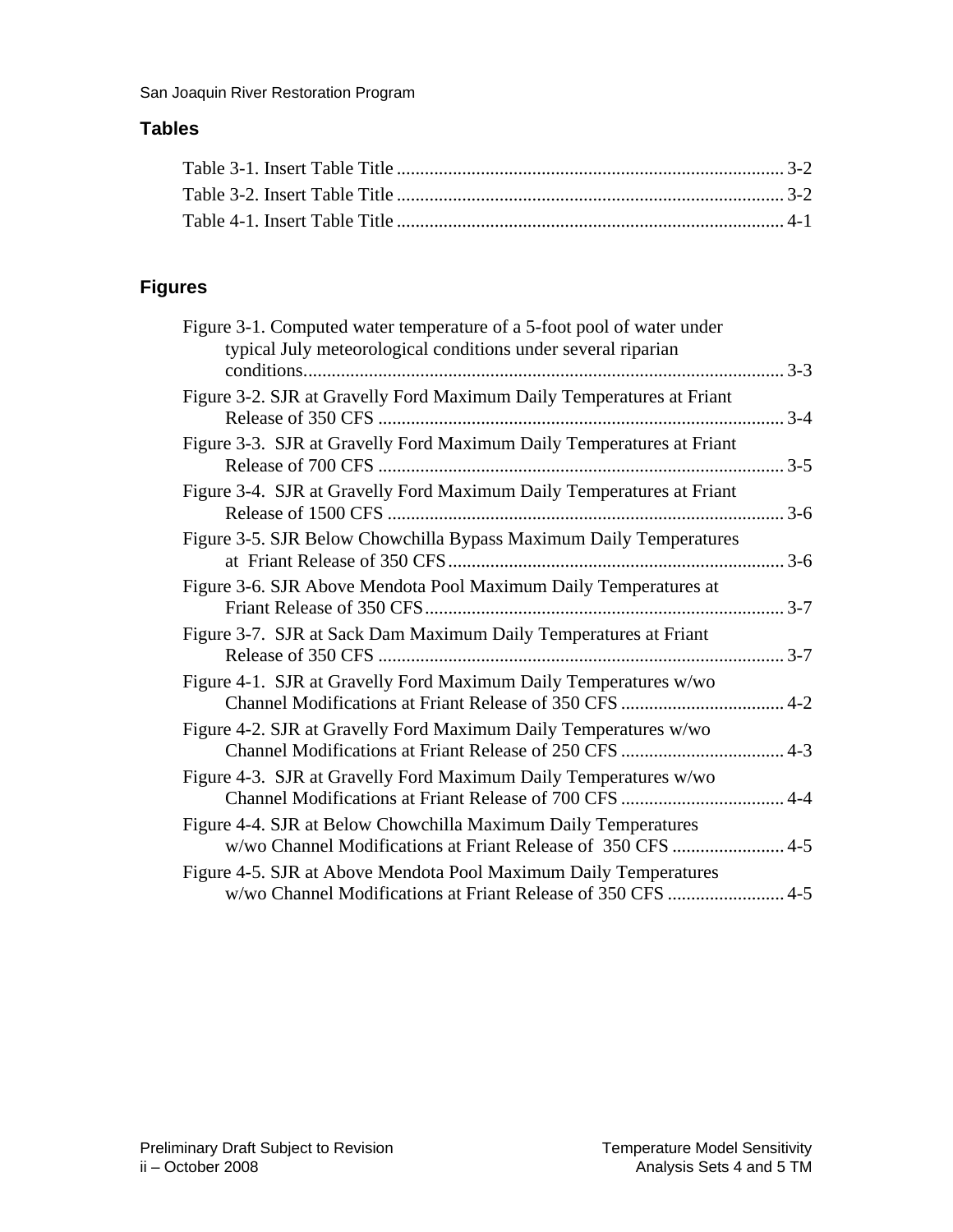## Tables

Table 3-1. Insert Table Title .................................................................................. 3-2
Table 3-2. Insert Table Title .................................................................................. 3-2
Table 4-1. Insert Table Title .................................................................................. 4-1

## Figures

Figure 3-1. Computed water temperature of a 5-foot pool of water under typical July meteorological conditions under several riparian conditions...................................................................................................... 3-3
Figure 3-2. SJR at Gravelly Ford Maximum Daily Temperatures at Friant Release of 350 CFS ....................................................................................... 3-4
Figure 3-3. SJR at Gravelly Ford Maximum Daily Temperatures at Friant Release of 700 CFS ....................................................................................... 3-5
Figure 3-4. SJR at Gravelly Ford Maximum Daily Temperatures at Friant Release of 1500 CFS ..................................................................................... 3-6
Figure 3-5. SJR Below Chowchilla Bypass Maximum Daily Temperatures at Friant Release of 350 CFS........................................................................ 3-6
Figure 3-6. SJR Above Mendota Pool Maximum Daily Temperatures at Friant Release of 350 CFS............................................................................. 3-7
Figure 3-7. SJR at Sack Dam Maximum Daily Temperatures at Friant Release of 350 CFS ....................................................................................... 3-7
Figure 4-1. SJR at Gravelly Ford Maximum Daily Temperatures w/wo Channel Modifications at Friant Release of 350 CFS ................................... 4-2
Figure 4-2. SJR at Gravelly Ford Maximum Daily Temperatures w/wo Channel Modifications at Friant Release of 250 CFS ................................... 4-3
Figure 4-3. SJR at Gravelly Ford Maximum Daily Temperatures w/wo Channel Modifications at Friant Release of 700 CFS ................................... 4-4
Figure 4-4. SJR at Below Chowchilla Maximum Daily Temperatures w/wo Channel Modifications at Friant Release of 350 CFS ........................ 4-5
Figure 4-5. SJR at Above Mendota Pool Maximum Daily Temperatures w/wo Channel Modifications at Friant Release of 350 CFS ......................... 4-5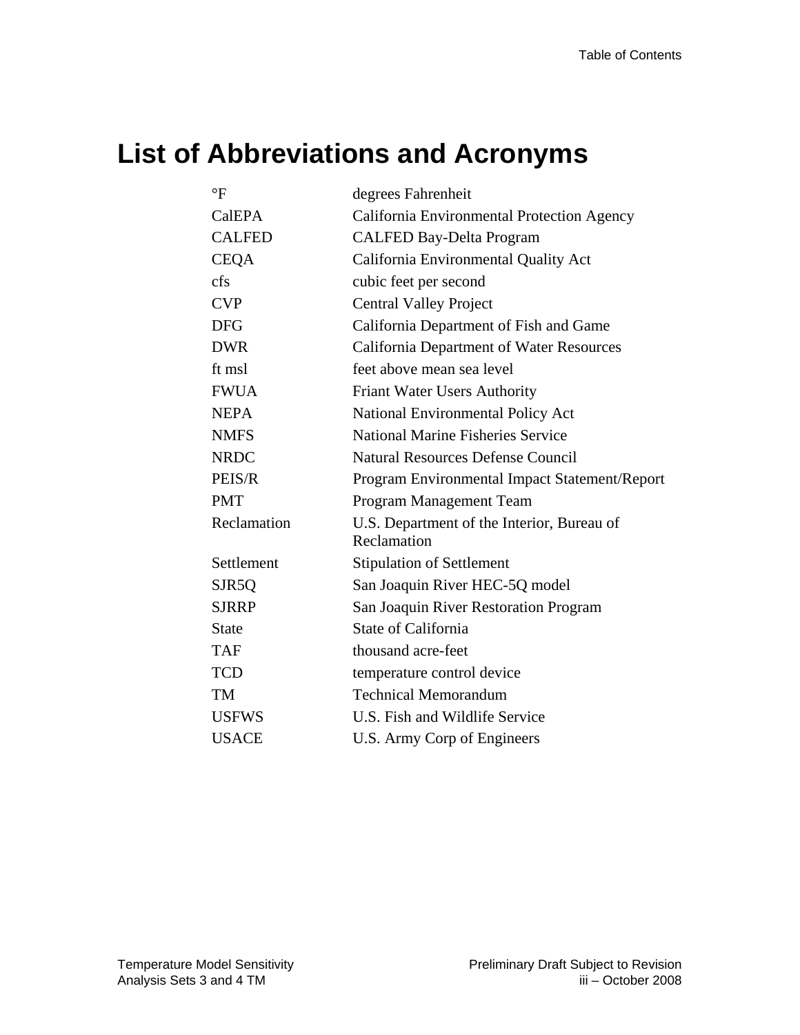# List of Abbreviations and Acronyms

| | |
|---|---|
| °F | degrees Fahrenheit |
| CalEPA | California Environmental Protection Agency |
| CALFED | CALFED Bay-Delta Program |
| CEQA | California Environmental Quality Act |
| cfs | cubic feet per second |
| CVP | Central Valley Project |
| DFG | California Department of Fish and Game |
| DWR | California Department of Water Resources |
| ft msl | feet above mean sea level |
| FWUA | Friant Water Users Authority |
| NEPA | National Environmental Policy Act |
| NMFS | National Marine Fisheries Service |
| NRDC | Natural Resources Defense Council |
| PEIS/R | Program Environmental Impact Statement/Report |
| PMT | Program Management Team |
| Reclamation | U.S. Department of the Interior, Bureau of Reclamation |
| Settlement | Stipulation of Settlement |
| SJR5Q | San Joaquin River HEC-5Q model |
| SJRRP | San Joaquin River Restoration Program |
| State | State of California |
| TAF | thousand acre-feet |
| TCD | temperature control device |
| TM | Technical Memorandum |
| USFWS | U.S. Fish and Wildlife Service |
| USACE | U.S. Army Corp of Engineers |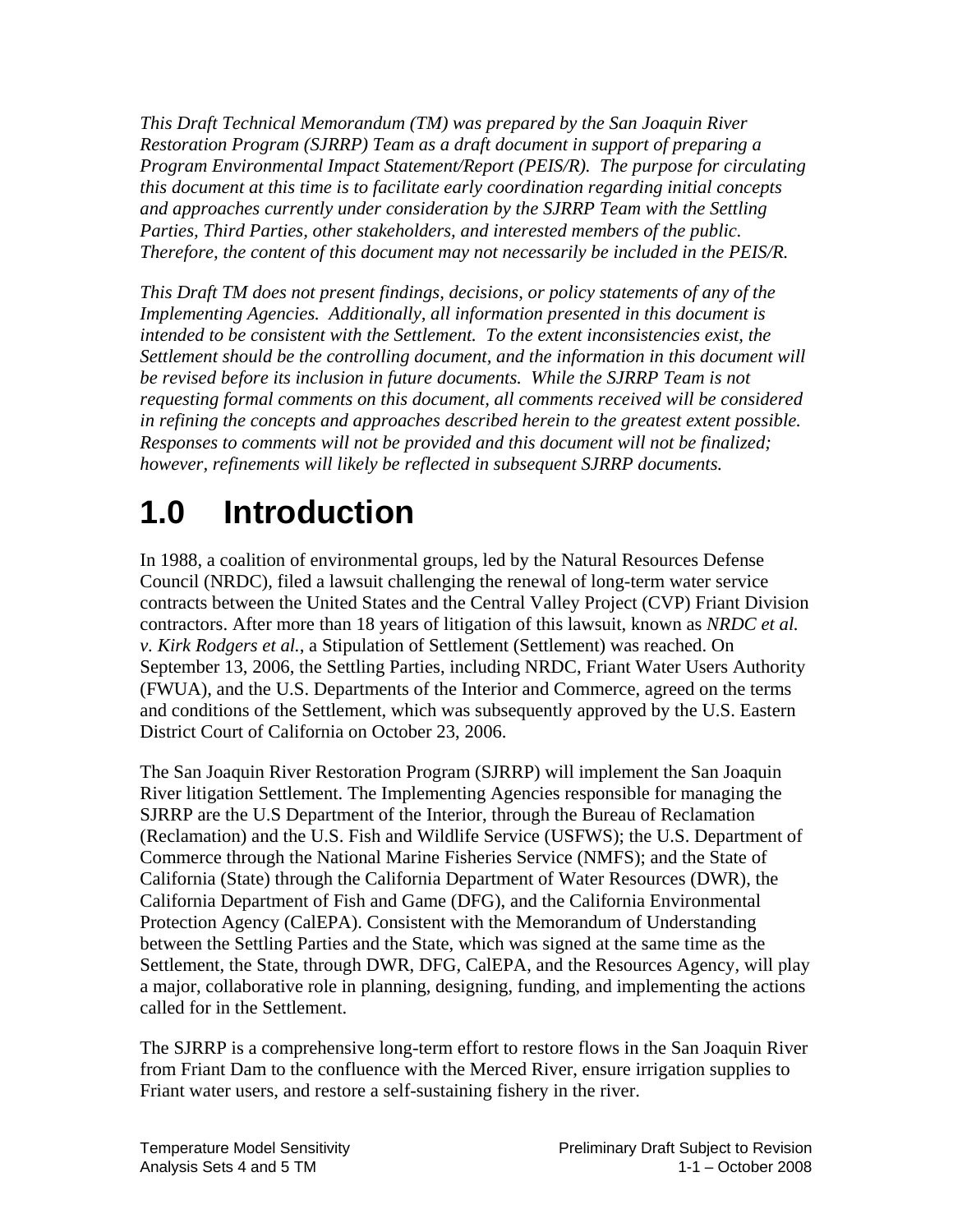*This Draft Technical Memorandum (TM) was prepared by the San Joaquin River Restoration Program (SJRRP) Team as a draft document in support of preparing a Program Environmental Impact Statement/Report (PEIS/R). The purpose for circulating this document at this time is to facilitate early coordination regarding initial concepts and approaches currently under consideration by the SJRRP Team with the Settling Parties, Third Parties, other stakeholders, and interested members of the public. Therefore, the content of this document may not necessarily be included in the PEIS/R.*

*This Draft TM does not present findings, decisions, or policy statements of any of the Implementing Agencies. Additionally, all information presented in this document is intended to be consistent with the Settlement. To the extent inconsistencies exist, the Settlement should be the controlling document, and the information in this document will be revised before its inclusion in future documents. While the SJRRP Team is not requesting formal comments on this document, all comments received will be considered in refining the concepts and approaches described herein to the greatest extent possible. Responses to comments will not be provided and this document will not be finalized; however, refinements will likely be reflected in subsequent SJRRP documents.*

# 1.0 Introduction

In 1988, a coalition of environmental groups, led by the Natural Resources Defense Council (NRDC), filed a lawsuit challenging the renewal of long-term water service contracts between the United States and the Central Valley Project (CVP) Friant Division contractors. After more than 18 years of litigation of this lawsuit, known as *NRDC et al. v. Kirk Rodgers et al.*, a Stipulation of Settlement (Settlement) was reached. On September 13, 2006, the Settling Parties, including NRDC, Friant Water Users Authority (FWUA), and the U.S. Departments of the Interior and Commerce, agreed on the terms and conditions of the Settlement, which was subsequently approved by the U.S. Eastern District Court of California on October 23, 2006.

The San Joaquin River Restoration Program (SJRRP) will implement the San Joaquin River litigation Settlement. The Implementing Agencies responsible for managing the SJRRP are the U.S Department of the Interior, through the Bureau of Reclamation (Reclamation) and the U.S. Fish and Wildlife Service (USFWS); the U.S. Department of Commerce through the National Marine Fisheries Service (NMFS); and the State of California (State) through the California Department of Water Resources (DWR), the California Department of Fish and Game (DFG), and the California Environmental Protection Agency (CalEPA). Consistent with the Memorandum of Understanding between the Settling Parties and the State, which was signed at the same time as the Settlement, the State, through DWR, DFG, CalEPA, and the Resources Agency, will play a major, collaborative role in planning, designing, funding, and implementing the actions called for in the Settlement.

The SJRRP is a comprehensive long-term effort to restore flows in the San Joaquin River from Friant Dam to the confluence with the Merced River, ensure irrigation supplies to Friant water users, and restore a self-sustaining fishery in the river.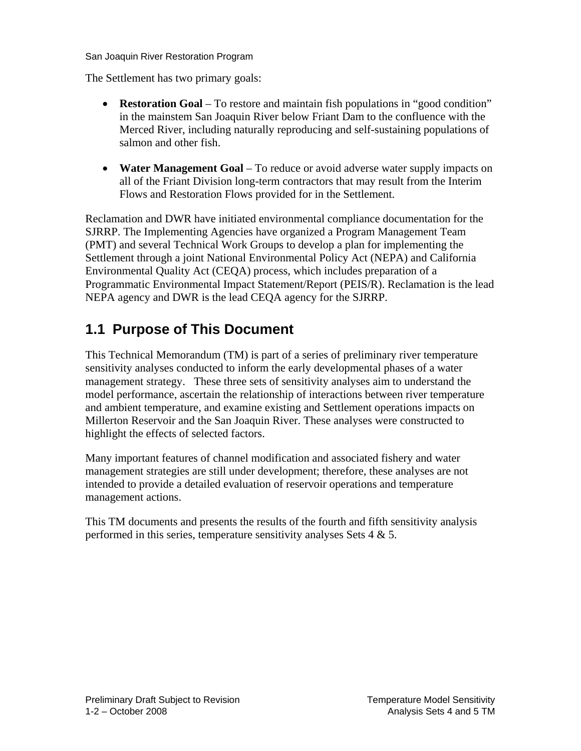The Settlement has two primary goals:

- **Restoration Goal** – To restore and maintain fish populations in "good condition" in the mainstem San Joaquin River below Friant Dam to the confluence with the Merced River, including naturally reproducing and self-sustaining populations of salmon and other fish.

- **Water Management Goal** – To reduce or avoid adverse water supply impacts on all of the Friant Division long-term contractors that may result from the Interim Flows and Restoration Flows provided for in the Settlement.

Reclamation and DWR have initiated environmental compliance documentation for the SJRRP. The Implementing Agencies have organized a Program Management Team (PMT) and several Technical Work Groups to develop a plan for implementing the Settlement through a joint National Environmental Policy Act (NEPA) and California Environmental Quality Act (CEQA) process, which includes preparation of a Programmatic Environmental Impact Statement/Report (PEIS/R). Reclamation is the lead NEPA agency and DWR is the lead CEQA agency for the SJRRP.

## 1.1 Purpose of This Document

This Technical Memorandum (TM) is part of a series of preliminary river temperature sensitivity analyses conducted to inform the early developmental phases of a water management strategy. These three sets of sensitivity analyses aim to understand the model performance, ascertain the relationship of interactions between river temperature and ambient temperature, and examine existing and Settlement operations impacts on Millerton Reservoir and the San Joaquin River. These analyses were constructed to highlight the effects of selected factors.

Many important features of channel modification and associated fishery and water management strategies are still under development; therefore, these analyses are not intended to provide a detailed evaluation of reservoir operations and temperature management actions.

This TM documents and presents the results of the fourth and fifth sensitivity analysis performed in this series, temperature sensitivity analyses Sets 4 & 5.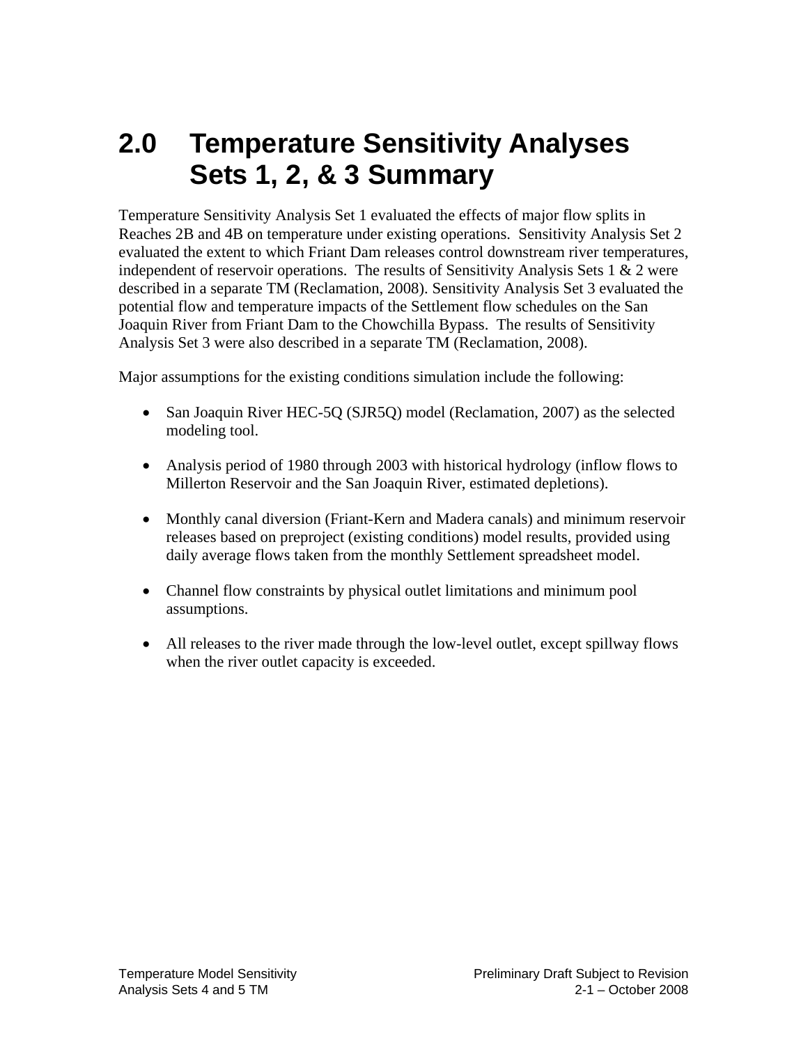# 2.0 Temperature Sensitivity Analyses Sets 1, 2, & 3 Summary

Temperature Sensitivity Analysis Set 1 evaluated the effects of major flow splits in Reaches 2B and 4B on temperature under existing operations. Sensitivity Analysis Set 2 evaluated the extent to which Friant Dam releases control downstream river temperatures, independent of reservoir operations. The results of Sensitivity Analysis Sets 1 & 2 were described in a separate TM (Reclamation, 2008). Sensitivity Analysis Set 3 evaluated the potential flow and temperature impacts of the Settlement flow schedules on the San Joaquin River from Friant Dam to the Chowchilla Bypass. The results of Sensitivity Analysis Set 3 were also described in a separate TM (Reclamation, 2008).

Major assumptions for the existing conditions simulation include the following:

- San Joaquin River HEC-5Q (SJR5Q) model (Reclamation, 2007) as the selected modeling tool.
- Analysis period of 1980 through 2003 with historical hydrology (inflow flows to Millerton Reservoir and the San Joaquin River, estimated depletions).
- Monthly canal diversion (Friant-Kern and Madera canals) and minimum reservoir releases based on preproject (existing conditions) model results, provided using daily average flows taken from the monthly Settlement spreadsheet model.
- Channel flow constraints by physical outlet limitations and minimum pool assumptions.
- All releases to the river made through the low-level outlet, except spillway flows when the river outlet capacity is exceeded.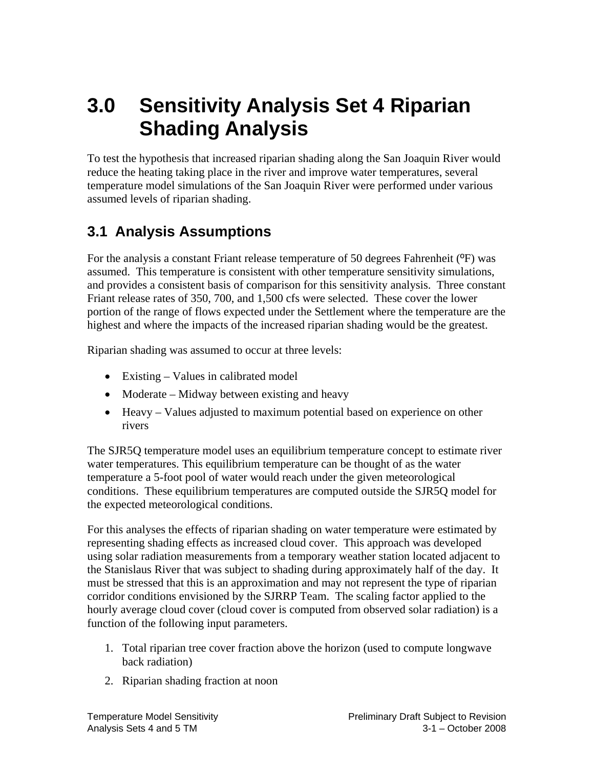# 3.0 Sensitivity Analysis Set 4 Riparian Shading Analysis

To test the hypothesis that increased riparian shading along the San Joaquin River would reduce the heating taking place in the river and improve water temperatures, several temperature model simulations of the San Joaquin River were performed under various assumed levels of riparian shading.

## 3.1 Analysis Assumptions

For the analysis a constant Friant release temperature of 50 degrees Fahrenheit (ºF) was assumed. This temperature is consistent with other temperature sensitivity simulations, and provides a consistent basis of comparison for this sensitivity analysis. Three constant Friant release rates of 350, 700, and 1,500 cfs were selected. These cover the lower portion of the range of flows expected under the Settlement where the temperature are the highest and where the impacts of the increased riparian shading would be the greatest.

Riparian shading was assumed to occur at three levels:

- Existing – Values in calibrated model
- Moderate – Midway between existing and heavy
- Heavy – Values adjusted to maximum potential based on experience on other rivers

The SJR5Q temperature model uses an equilibrium temperature concept to estimate river water temperatures. This equilibrium temperature can be thought of as the water temperature a 5-foot pool of water would reach under the given meteorological conditions. These equilibrium temperatures are computed outside the SJR5Q model for the expected meteorological conditions.

For this analyses the effects of riparian shading on water temperature were estimated by representing shading effects as increased cloud cover. This approach was developed using solar radiation measurements from a temporary weather station located adjacent to the Stanislaus River that was subject to shading during approximately half of the day. It must be stressed that this is an approximation and may not represent the type of riparian corridor conditions envisioned by the SJRRP Team. The scaling factor applied to the hourly average cloud cover (cloud cover is computed from observed solar radiation) is a function of the following input parameters.

1. Total riparian tree cover fraction above the horizon (used to compute longwave back radiation)
2. Riparian shading fraction at noon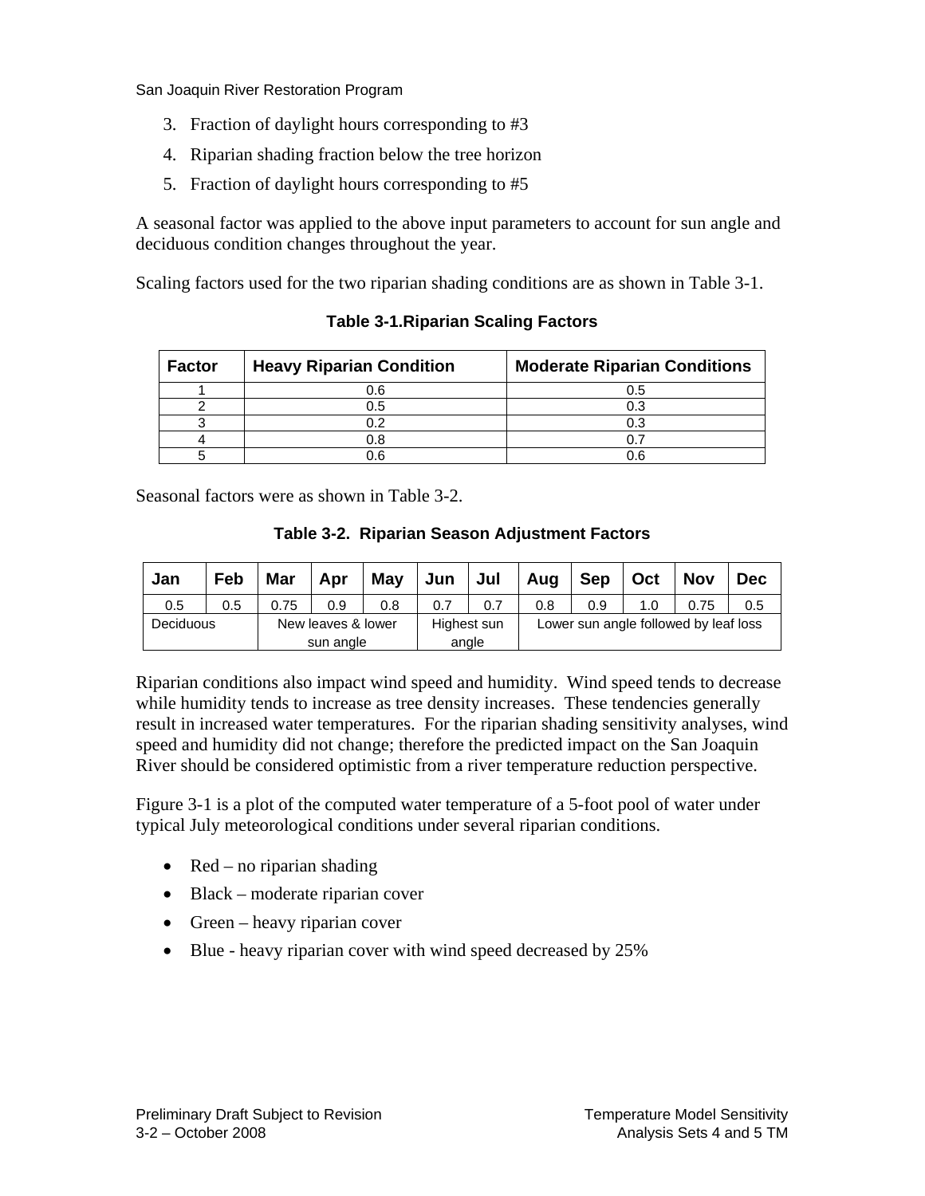3. Fraction of daylight hours corresponding to #3
4. Riparian shading fraction below the tree horizon
5. Fraction of daylight hours corresponding to #5

A seasonal factor was applied to the above input parameters to account for sun angle and deciduous condition changes throughout the year.

Scaling factors used for the two riparian shading conditions are as shown in Table 3-1.

**Table 3-1.Riparian Scaling Factors**

| Factor | Heavy Riparian Condition | Moderate Riparian Conditions |
|---|---|---|
| 1 | 0.6 | 0.5 |
| 2 | 0.5 | 0.3 |
| 3 | 0.2 | 0.3 |
| 4 | 0.8 | 0.7 |
| 5 | 0.6 | 0.6 |

Seasonal factors were as shown in Table 3-2.

**Table 3-2. Riparian Season Adjustment Factors**

| Jan | Feb | Mar | Apr | May | Jun | Jul | Aug | Sep | Oct | Nov | Dec |
|---|---|---|---|---|---|---|---|---|---|---|---|
| 0.5 | 0.5 | 0.75 | 0.9 | 0.8 | 0.7 | 0.7 | 0.8 | 0.9 | 1.0 | 0.75 | 0.5 |
| Deciduous | | New leaves & lower sun angle | | | Highest sun angle | | Lower sun angle followed by leaf loss | | | | |

Riparian conditions also impact wind speed and humidity. Wind speed tends to decrease while humidity tends to increase as tree density increases. These tendencies generally result in increased water temperatures. For the riparian shading sensitivity analyses, wind speed and humidity did not change; therefore the predicted impact on the San Joaquin River should be considered optimistic from a river temperature reduction perspective.

Figure 3-1 is a plot of the computed water temperature of a 5-foot pool of water under typical July meteorological conditions under several riparian conditions.

- Red – no riparian shading
- Black – moderate riparian cover
- Green – heavy riparian cover
- Blue - heavy riparian cover with wind speed decreased by 25%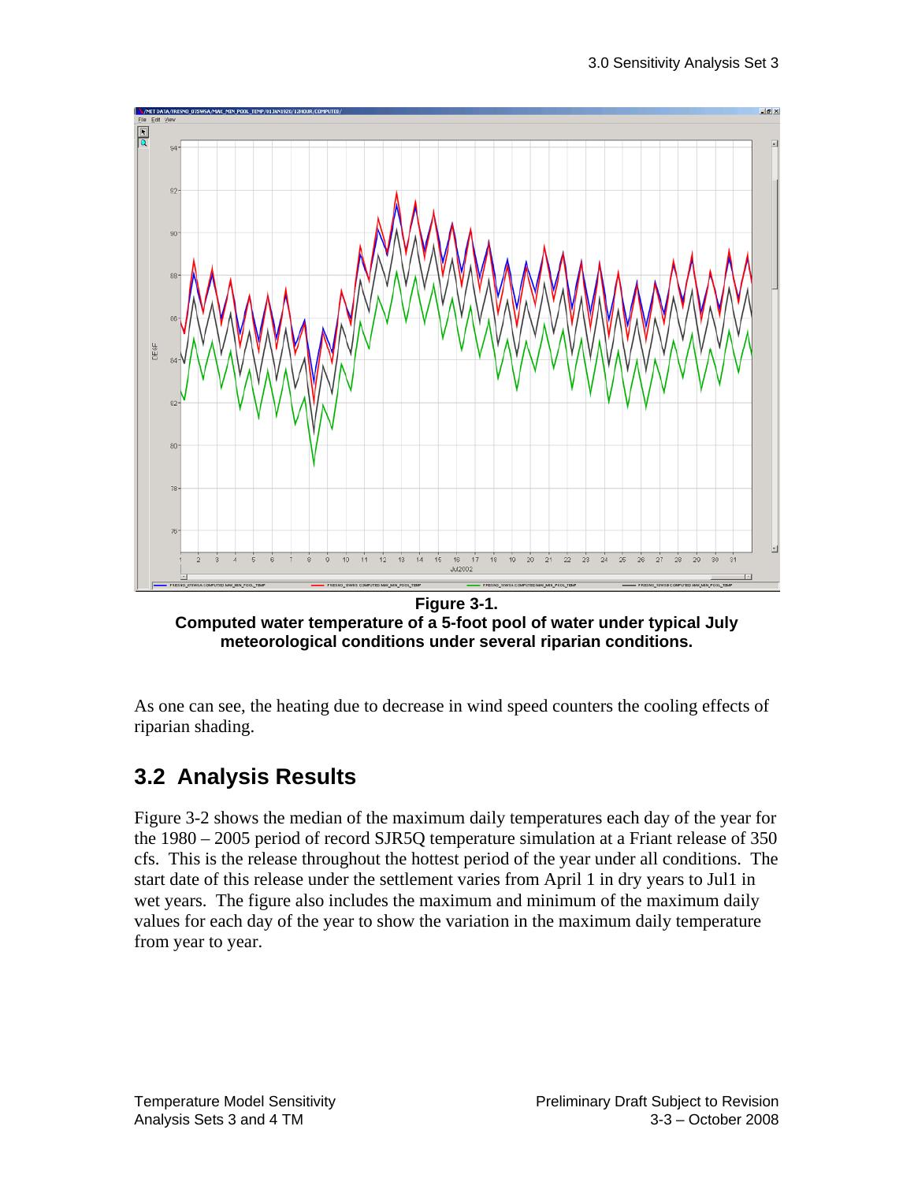**Figure 3-1.**
**Computed water temperature of a 5-foot pool of water under typical July meteorological conditions under several riparian conditions.**

As one can see, the heating due to decrease in wind speed counters the cooling effects of riparian shading.

## 3.2 Analysis Results

Figure 3-2 shows the median of the maximum daily temperatures each day of the year for the 1980 – 2005 period of record SJR5Q temperature simulation at a Friant release of 350 cfs. This is the release throughout the hottest period of the year under all conditions. The start date of this release under the settlement varies from April 1 in dry years to Jul1 in wet years. The figure also includes the maximum and minimum of the maximum daily values for each day of the year to show the variation in the maximum daily temperature from year to year.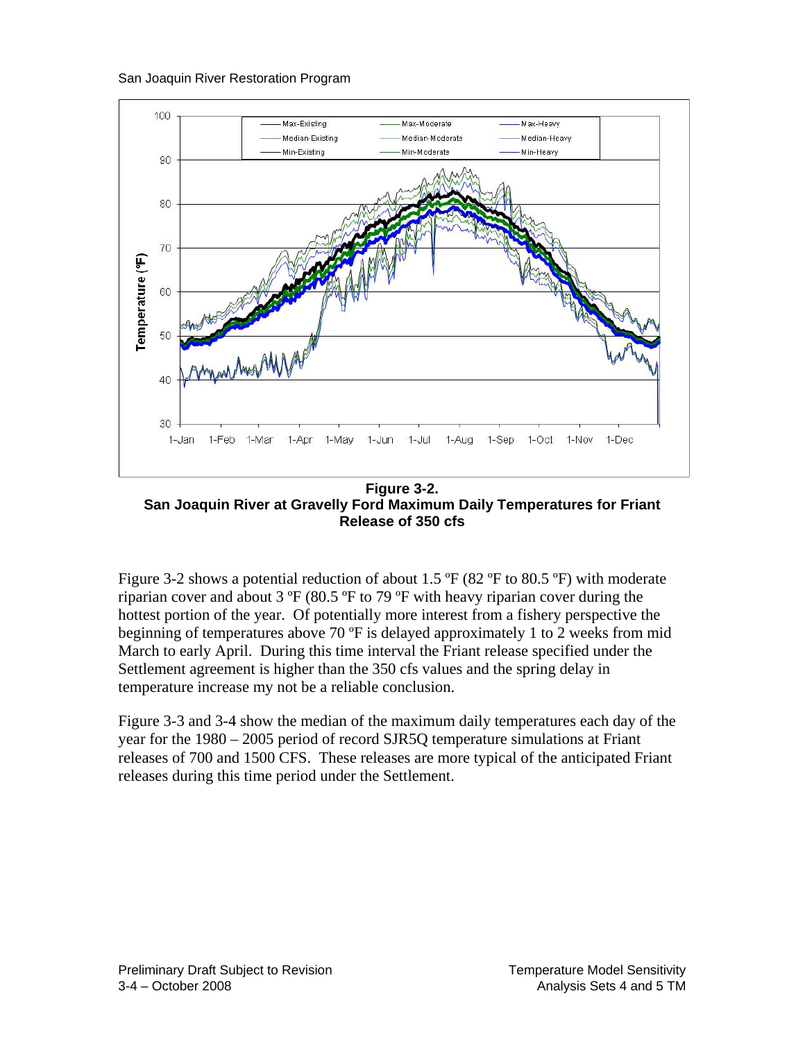**Figure 3-2.**
**San Joaquin River at Gravelly Ford Maximum Daily Temperatures for Friant Release of 350 cfs**

Figure 3-2 shows a potential reduction of about 1.5 ºF (82 ºF to 80.5 ºF) with moderate riparian cover and about 3 ºF (80.5 ºF to 79 ºF with heavy riparian cover during the hottest portion of the year. Of potentially more interest from a fishery perspective the beginning of temperatures above 70 ºF is delayed approximately 1 to 2 weeks from mid March to early April. During this time interval the Friant release specified under the Settlement agreement is higher than the 350 cfs values and the spring delay in temperature increase my not be a reliable conclusion.

Figure 3-3 and 3-4 show the median of the maximum daily temperatures each day of the year for the 1980 – 2005 period of record SJR5Q temperature simulations at Friant releases of 700 and 1500 CFS. These releases are more typical of the anticipated Friant releases during this time period under the Settlement.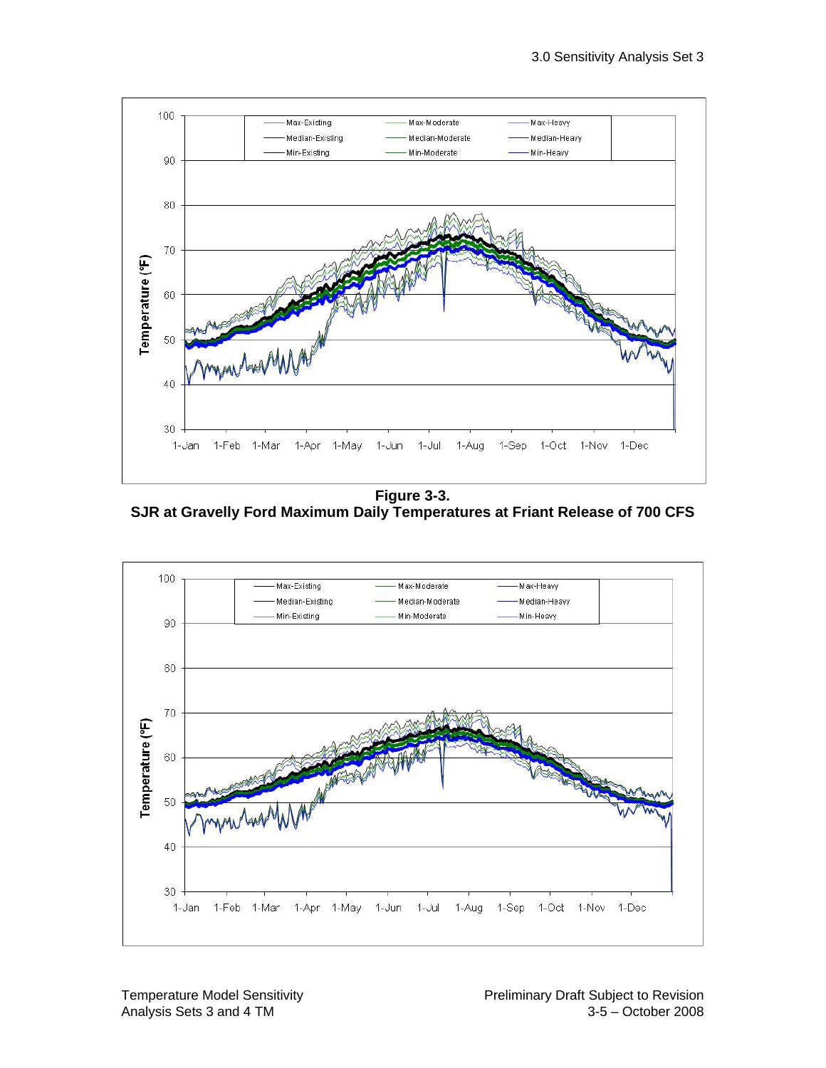**Figure 3-3.**
**SJR at Gravelly Ford Maximum Daily Temperatures at Friant Release of 700 CFS**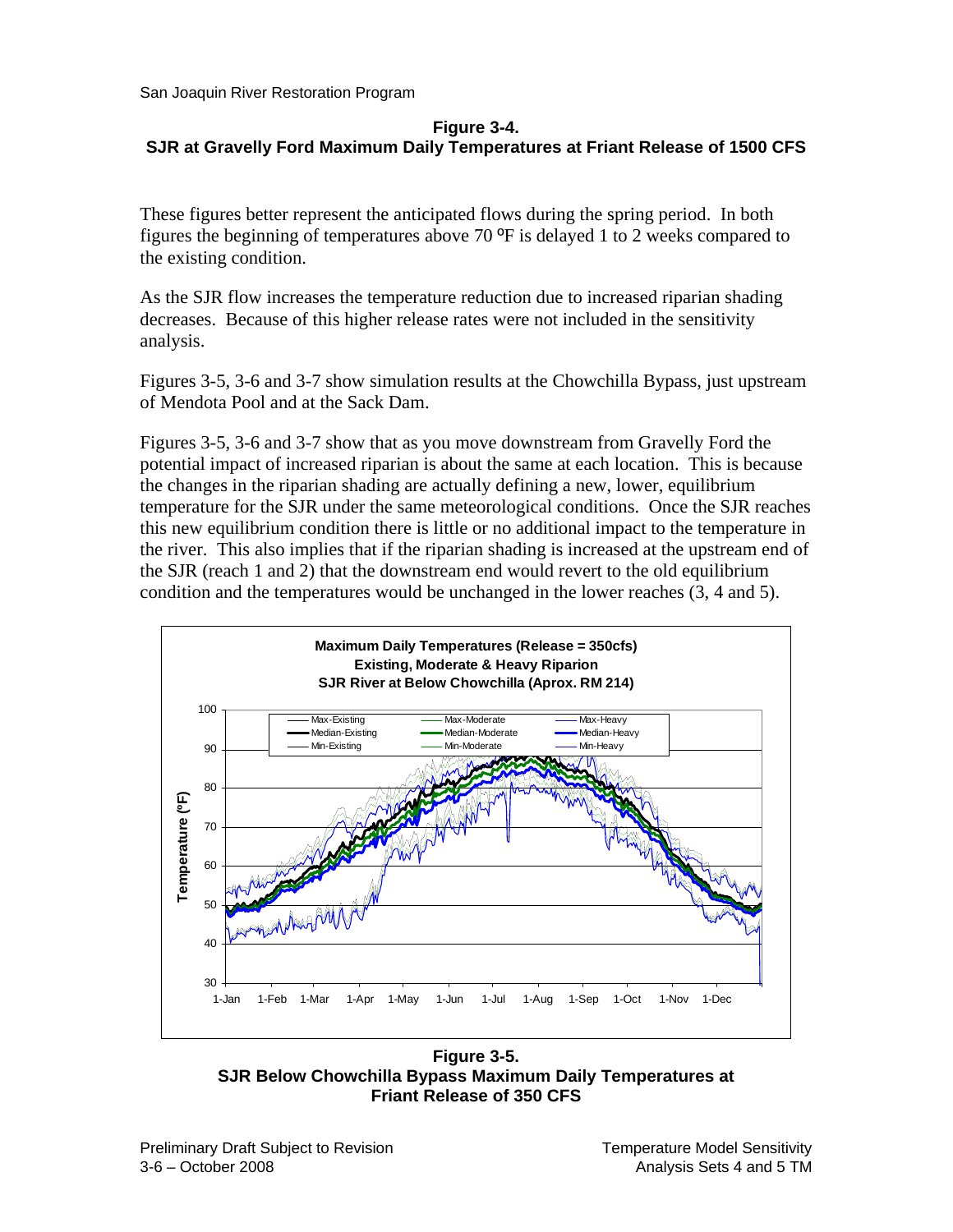**Figure 3-4.**
**SJR at Gravelly Ford Maximum Daily Temperatures at Friant Release of 1500 CFS**

These figures better represent the anticipated flows during the spring period. In both figures the beginning of temperatures above 70 ºF is delayed 1 to 2 weeks compared to the existing condition.

As the SJR flow increases the temperature reduction due to increased riparian shading decreases. Because of this higher release rates were not included in the sensitivity analysis.

Figures 3-5, 3-6 and 3-7 show simulation results at the Chowchilla Bypass, just upstream of Mendota Pool and at the Sack Dam.

Figures 3-5, 3-6 and 3-7 show that as you move downstream from Gravelly Ford the potential impact of increased riparian is about the same at each location. This is because the changes in the riparian shading are actually defining a new, lower, equilibrium temperature for the SJR under the same meteorological conditions. Once the SJR reaches this new equilibrium condition there is little or no additional impact to the temperature in the river. This also implies that if the riparian shading is increased at the upstream end of the SJR (reach 1 and 2) that the downstream end would revert to the old equilibrium condition and the temperatures would be unchanged in the lower reaches (3, 4 and 5).

**Figure 3-5.**
**SJR Below Chowchilla Bypass Maximum Daily Temperatures at Friant Release of 350 CFS**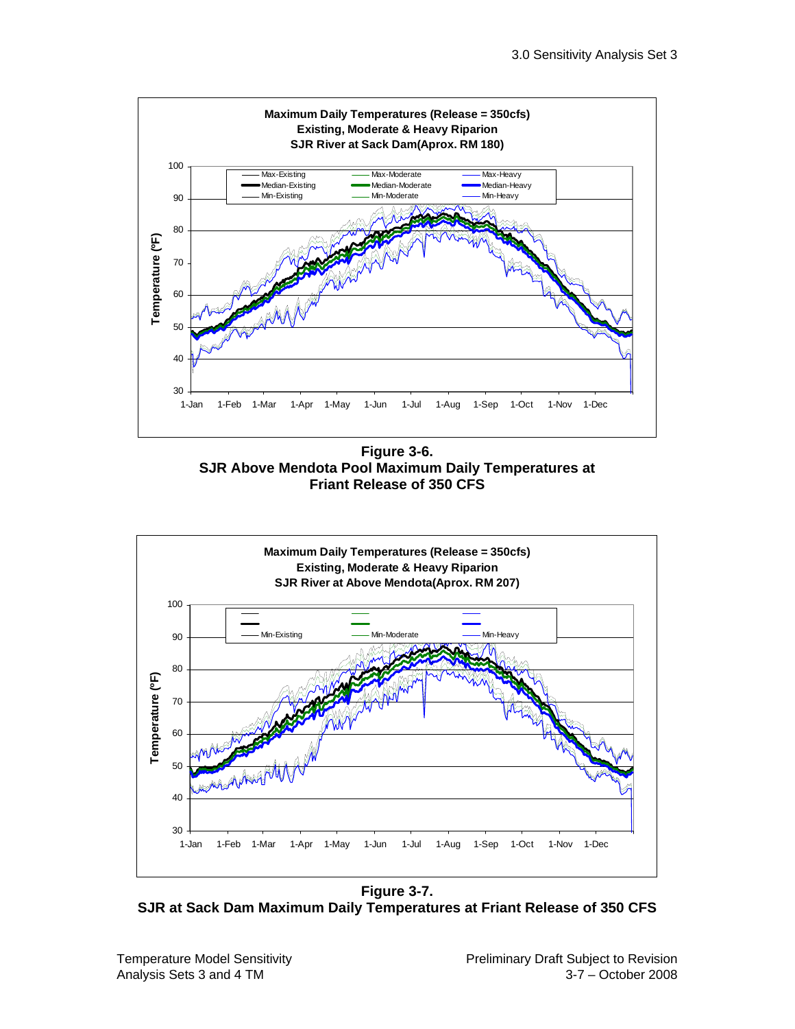**Maximum Daily Temperatures (Release = 350cfs)**
**Existing, Moderate & Heavy Riparion**
**SJR River at Sack Dam(Aprox. RM 180)**

**Figure 3-6.**
**SJR Above Mendota Pool Maximum Daily Temperatures at Friant Release of 350 CFS**

**Maximum Daily Temperatures (Release = 350cfs)**
**Existing, Moderate & Heavy Riparion**
**SJR River at Above Mendota(Aprox. RM 207)**

**Figure 3-7.**
**SJR at Sack Dam Maximum Daily Temperatures at Friant Release of 350 CFS**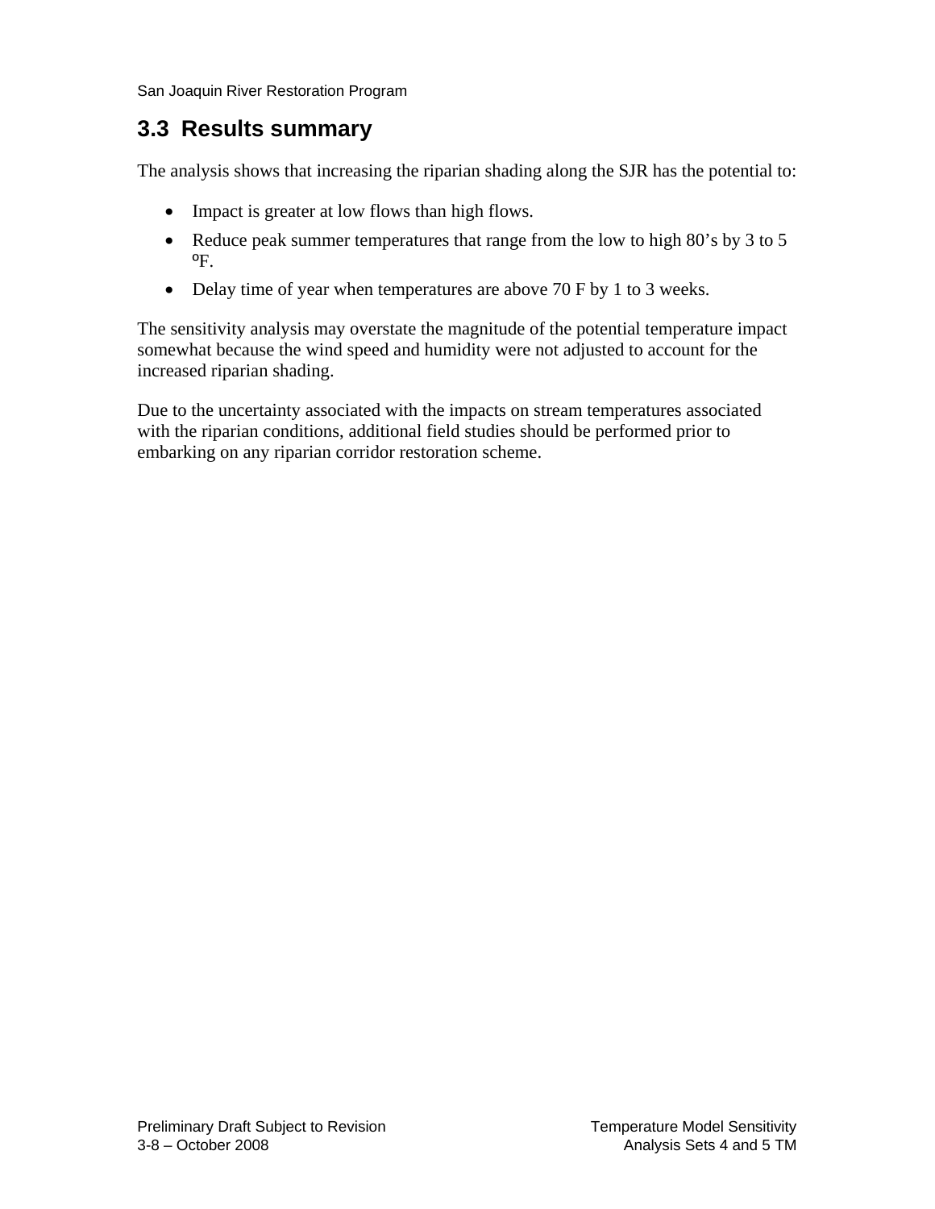## 3.3 Results summary

The analysis shows that increasing the riparian shading along the SJR has the potential to:

- Impact is greater at low flows than high flows.
- Reduce peak summer temperatures that range from the low to high 80's by 3 to 5 ºF.
- Delay time of year when temperatures are above 70 F by 1 to 3 weeks.

The sensitivity analysis may overstate the magnitude of the potential temperature impact somewhat because the wind speed and humidity were not adjusted to account for the increased riparian shading.

Due to the uncertainty associated with the impacts on stream temperatures associated with the riparian conditions, additional field studies should be performed prior to embarking on any riparian corridor restoration scheme.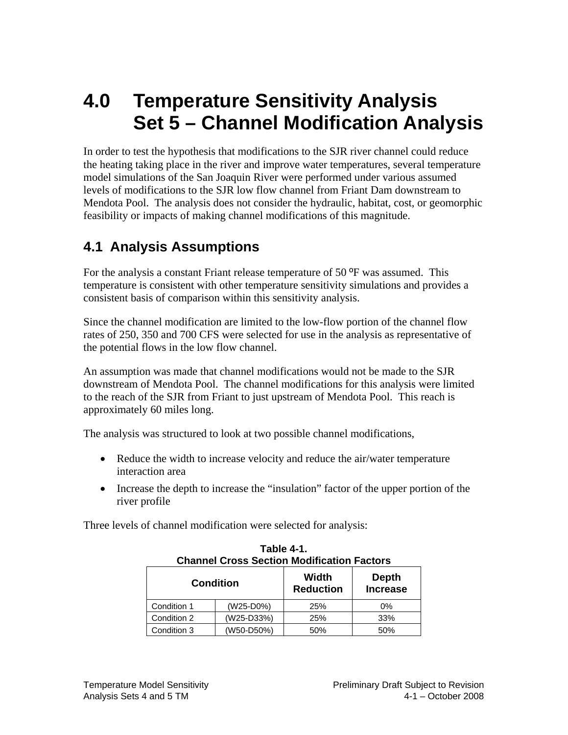# 4.0 Temperature Sensitivity Analysis Set 5 – Channel Modification Analysis

In order to test the hypothesis that modifications to the SJR river channel could reduce the heating taking place in the river and improve water temperatures, several temperature model simulations of the San Joaquin River were performed under various assumed levels of modifications to the SJR low flow channel from Friant Dam downstream to Mendota Pool. The analysis does not consider the hydraulic, habitat, cost, or geomorphic feasibility or impacts of making channel modifications of this magnitude.

## 4.1 Analysis Assumptions

For the analysis a constant Friant release temperature of 50 ºF was assumed. This temperature is consistent with other temperature sensitivity simulations and provides a consistent basis of comparison within this sensitivity analysis.

Since the channel modification are limited to the low-flow portion of the channel flow rates of 250, 350 and 700 CFS were selected for use in the analysis as representative of the potential flows in the low flow channel.

An assumption was made that channel modifications would not be made to the SJR downstream of Mendota Pool. The channel modifications for this analysis were limited to the reach of the SJR from Friant to just upstream of Mendota Pool. This reach is approximately 60 miles long.

The analysis was structured to look at two possible channel modifications,

- Reduce the width to increase velocity and reduce the air/water temperature interaction area
- Increase the depth to increase the "insulation" factor of the upper portion of the river profile

Three levels of channel modification were selected for analysis:

**Table 4-1.**
**Channel Cross Section Modification Factors**

| Condition | | Width Reduction | Depth Increase |
|---|---|---|---|
| Condition 1 | (W25-D0%) | 25% | 0% |
| Condition 2 | (W25-D33%) | 25% | 33% |
| Condition 3 | (W50-D50%) | 50% | 50% |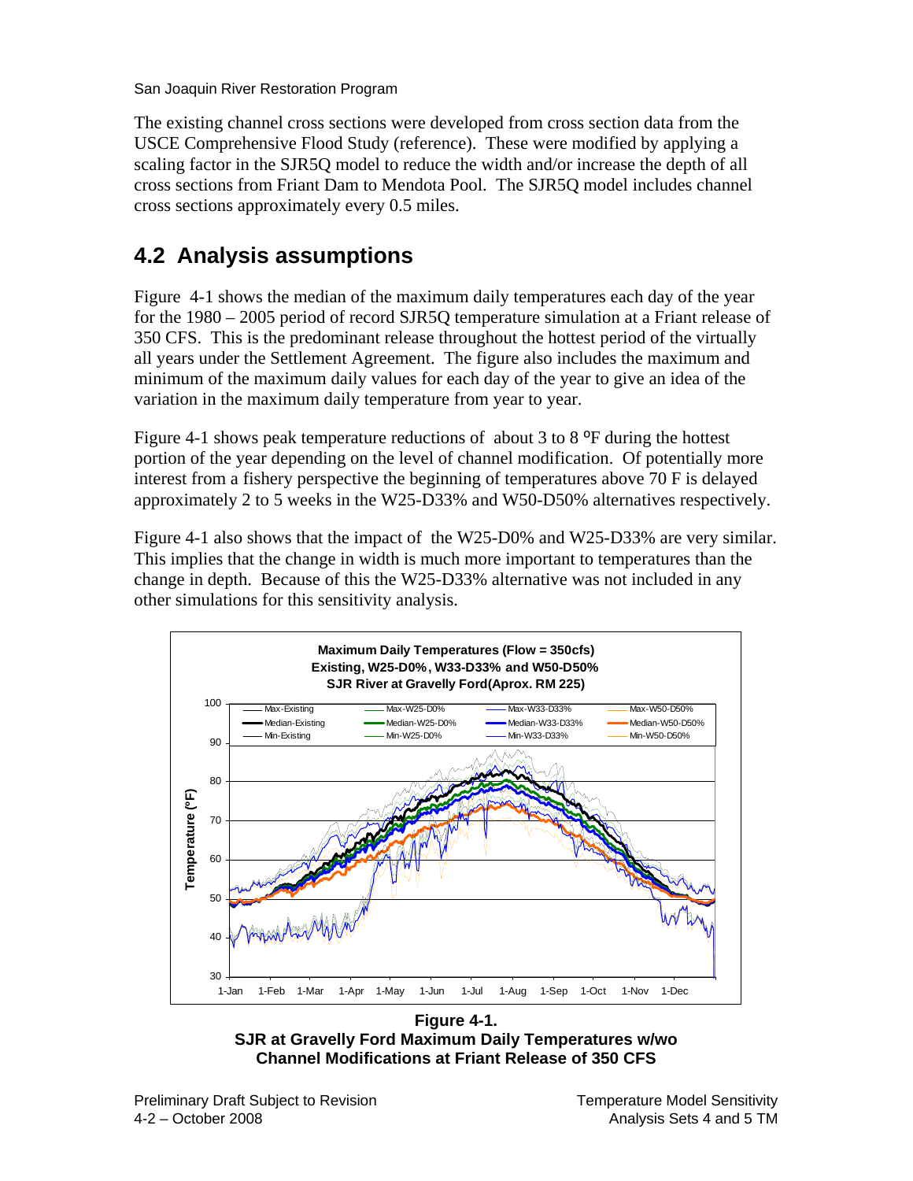The existing channel cross sections were developed from cross section data from the USCE Comprehensive Flood Study (reference). These were modified by applying a scaling factor in the SJR5Q model to reduce the width and/or increase the depth of all cross sections from Friant Dam to Mendota Pool. The SJR5Q model includes channel cross sections approximately every 0.5 miles.

## 4.2 Analysis assumptions

Figure 4-1 shows the median of the maximum daily temperatures each day of the year for the 1980 – 2005 period of record SJR5Q temperature simulation at a Friant release of 350 CFS. This is the predominant release throughout the hottest period of the virtually all years under the Settlement Agreement. The figure also includes the maximum and minimum of the maximum daily values for each day of the year to give an idea of the variation in the maximum daily temperature from year to year.

Figure 4-1 shows peak temperature reductions of about 3 to 8 ºF during the hottest portion of the year depending on the level of channel modification. Of potentially more interest from a fishery perspective the beginning of temperatures above 70 F is delayed approximately 2 to 5 weeks in the W25-D33% and W50-D50% alternatives respectively.

Figure 4-1 also shows that the impact of the W25-D0% and W25-D33% are very similar. This implies that the change in width is much more important to temperatures than the change in depth. Because of this the W25-D33% alternative was not included in any other simulations for this sensitivity analysis.

**Figure 4-1.**
**SJR at Gravelly Ford Maximum Daily Temperatures w/wo Channel Modifications at Friant Release of 350 CFS**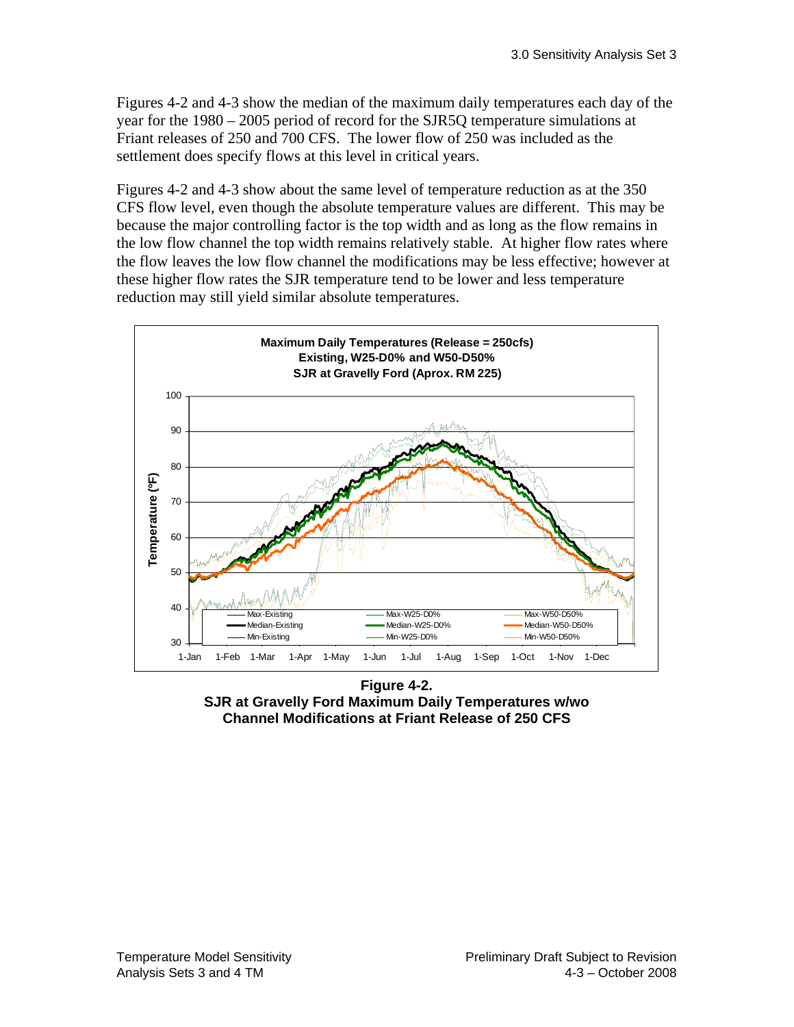Figures 4-2 and 4-3 show the median of the maximum daily temperatures each day of the year for the 1980 – 2005 period of record for the SJR5Q temperature simulations at Friant releases of 250 and 700 CFS. The lower flow of 250 was included as the settlement does specify flows at this level in critical years.

Figures 4-2 and 4-3 show about the same level of temperature reduction as at the 350 CFS flow level, even though the absolute temperature values are different. This may be because the major controlling factor is the top width and as long as the flow remains in the low flow channel the top width remains relatively stable. At higher flow rates where the flow leaves the low flow channel the modifications may be less effective; however at these higher flow rates the SJR temperature tend to be lower and less temperature reduction may still yield similar absolute temperatures.

**Maximum Daily Temperatures (Release = 250cfs)**
**Existing, W25-D0% and W50-D50%**
**SJR at Gravelly Ford (Aprox. RM 225)**

**Figure 4-2.**
**SJR at Gravelly Ford Maximum Daily Temperatures w/wo Channel Modifications at Friant Release of 250 CFS**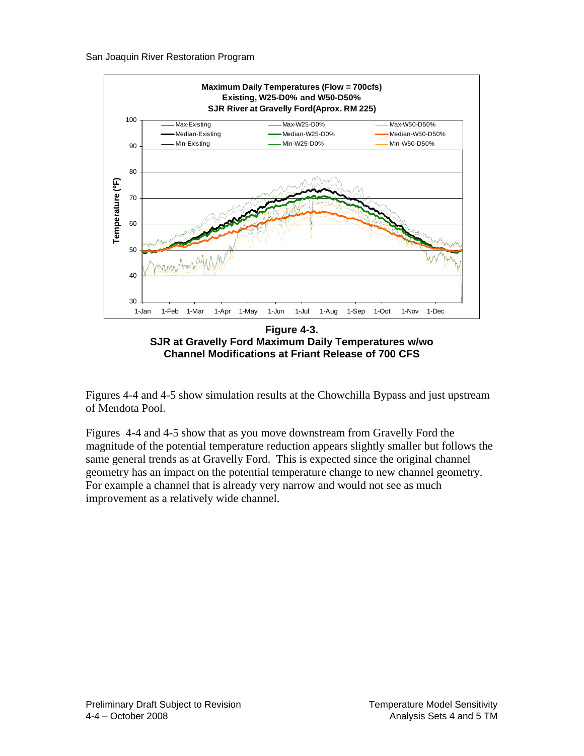**Figure 4-3.**
**SJR at Gravelly Ford Maximum Daily Temperatures w/wo Channel Modifications at Friant Release of 700 CFS**

Figures 4-4 and 4-5 show simulation results at the Chowchilla Bypass and just upstream of Mendota Pool.

Figures 4-4 and 4-5 show that as you move downstream from Gravelly Ford the magnitude of the potential temperature reduction appears slightly smaller but follows the same general trends as at Gravelly Ford. This is expected since the original channel geometry has an impact on the potential temperature change to new channel geometry. For example a channel that is already very narrow and would not see as much improvement as a relatively wide channel.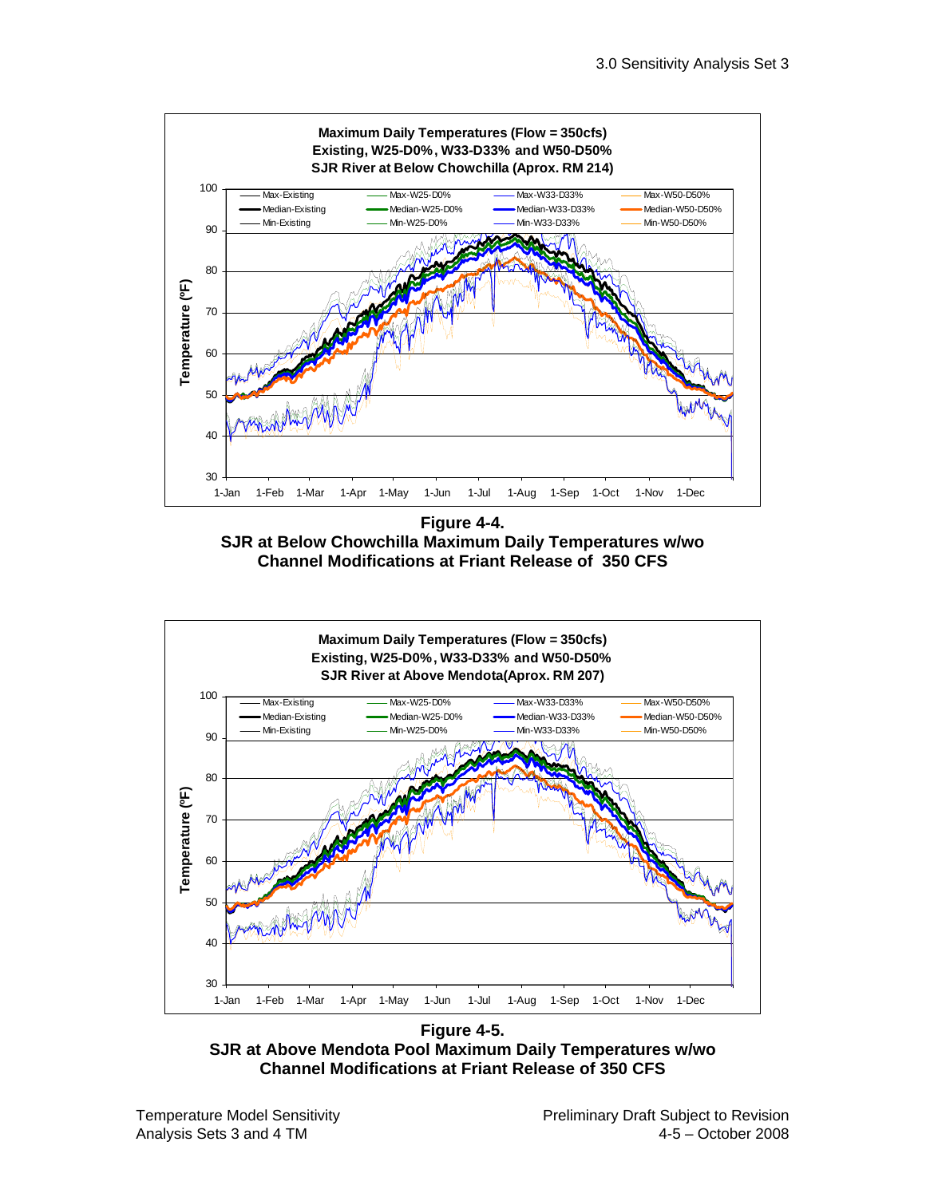**Figure 4-4.**
**SJR at Below Chowchilla Maximum Daily Temperatures w/wo Channel Modifications at Friant Release of 350 CFS**

**Figure 4-5.**
**SJR at Above Mendota Pool Maximum Daily Temperatures w/wo Channel Modifications at Friant Release of 350 CFS**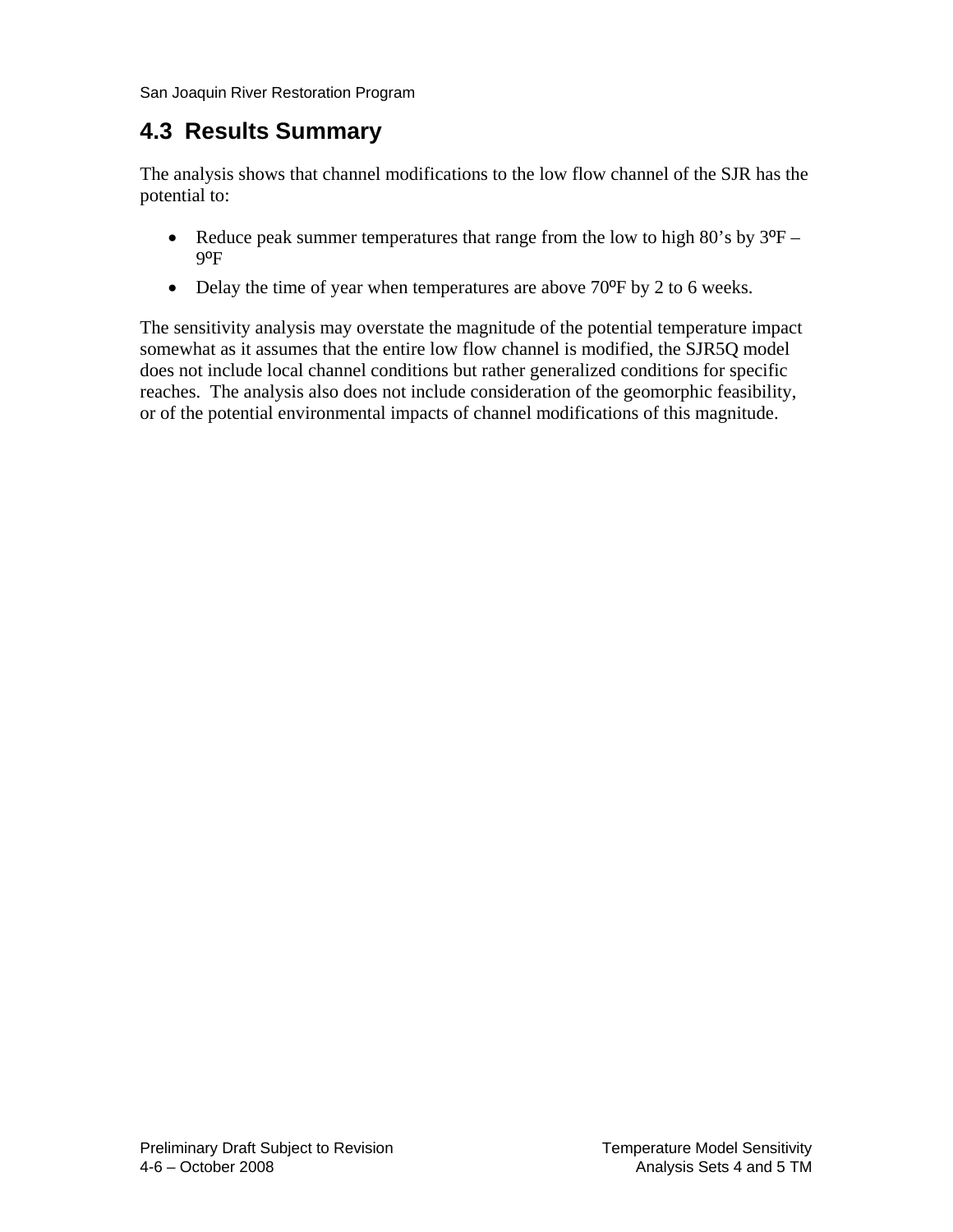## 4.3 Results Summary

The analysis shows that channel modifications to the low flow channel of the SJR has the potential to:

- Reduce peak summer temperatures that range from the low to high 80's by 3ºF – 9ºF
- Delay the time of year when temperatures are above 70ºF by 2 to 6 weeks.

The sensitivity analysis may overstate the magnitude of the potential temperature impact somewhat as it assumes that the entire low flow channel is modified, the SJR5Q model does not include local channel conditions but rather generalized conditions for specific reaches. The analysis also does not include consideration of the geomorphic feasibility, or of the potential environmental impacts of channel modifications of this magnitude.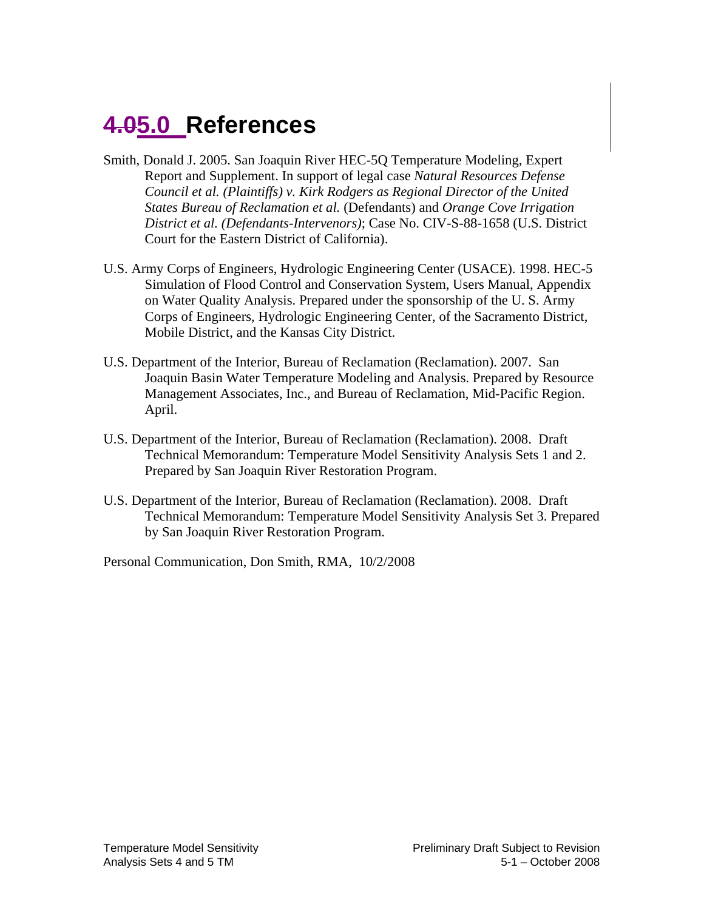# ~~4.0~~5.0 References

Smith, Donald J. 2005. San Joaquin River HEC-5Q Temperature Modeling, Expert Report and Supplement. In support of legal case *Natural Resources Defense Council et al. (Plaintiffs) v. Kirk Rodgers as Regional Director of the United States Bureau of Reclamation et al.* (Defendants) and *Orange Cove Irrigation District et al. (Defendants-Intervenors)*; Case No. CIV-S-88-1658 (U.S. District Court for the Eastern District of California).

U.S. Army Corps of Engineers, Hydrologic Engineering Center (USACE). 1998. HEC-5 Simulation of Flood Control and Conservation System, Users Manual, Appendix on Water Quality Analysis. Prepared under the sponsorship of the U. S. Army Corps of Engineers, Hydrologic Engineering Center, of the Sacramento District, Mobile District, and the Kansas City District.

U.S. Department of the Interior, Bureau of Reclamation (Reclamation). 2007. San Joaquin Basin Water Temperature Modeling and Analysis. Prepared by Resource Management Associates, Inc., and Bureau of Reclamation, Mid-Pacific Region. April.

U.S. Department of the Interior, Bureau of Reclamation (Reclamation). 2008. Draft Technical Memorandum: Temperature Model Sensitivity Analysis Sets 1 and 2. Prepared by San Joaquin River Restoration Program.

U.S. Department of the Interior, Bureau of Reclamation (Reclamation). 2008. Draft Technical Memorandum: Temperature Model Sensitivity Analysis Set 3. Prepared by San Joaquin River Restoration Program.

Personal Communication, Don Smith, RMA, 10/2/2008